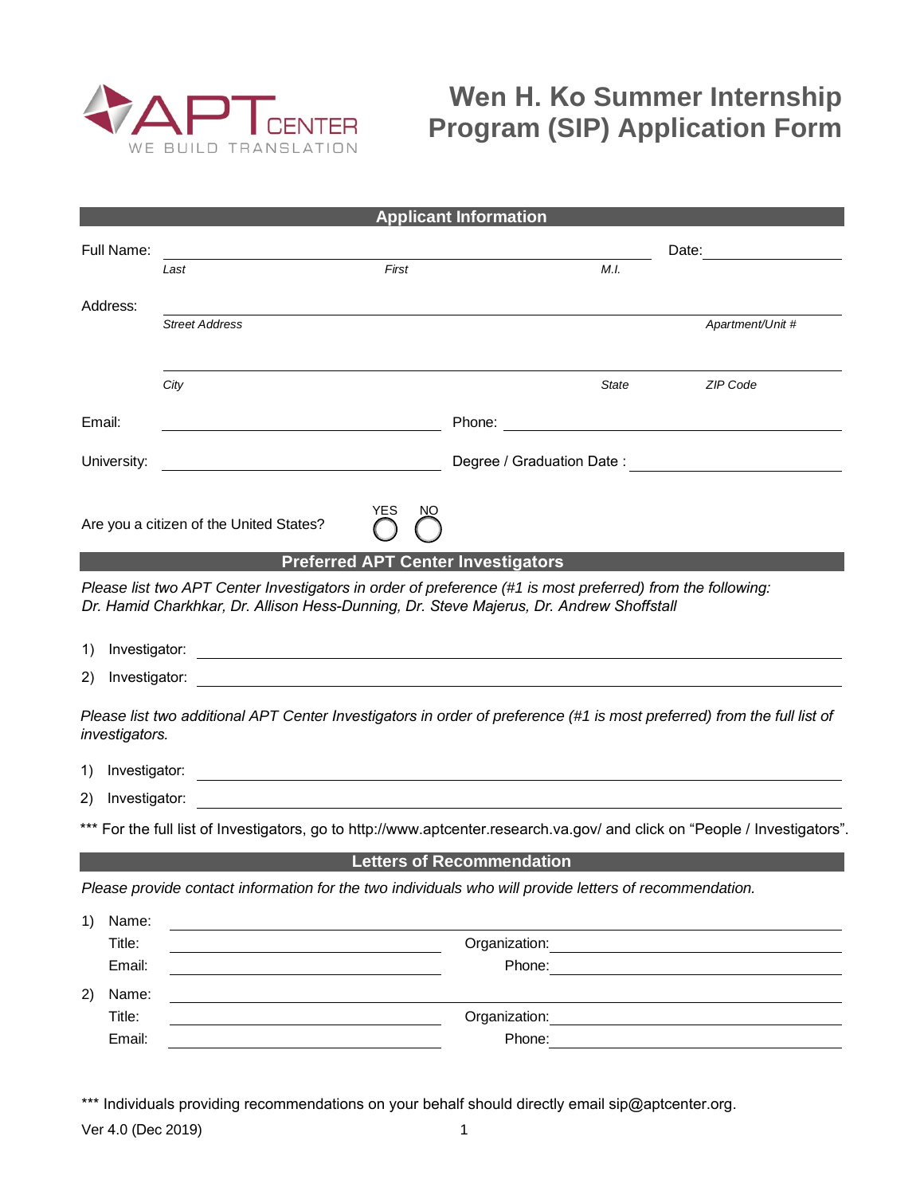APT CENTER
WE BUILD TRANSLATION

# Wen H. Ko Summer Internship Program (SIP) Application Form

## Applicant Information

Full Name: ______________________________________________ Date: ______________

*Last* *First* *M.I.*

Address: ______________________________________________

*Street Address* *Apartment/Unit #*

______________________________________________

*City* *State* *ZIP Code*

Email: ______________________ Phone: ______________________

University: ______________________ Degree / Graduation Date : ______________________

Are you a citizen of the United States? YES ◯ NO ◯

## Preferred APT Center Investigators

*Please list two APT Center Investigators in order of preference (#1 is most preferred) from the following: Dr. Hamid Charkhkar, Dr. Allison Hess-Dunning, Dr. Steve Majerus, Dr. Andrew Shoffstall*

1) Investigator: ______________________________________________

2) Investigator: ______________________________________________

*Please list two additional APT Center Investigators in order of preference (#1 is most preferred) from the full list of investigators.*

1) Investigator: ______________________________________________

2) Investigator: ______________________________________________

*** For the full list of Investigators, go to http://www.aptcenter.research.va.gov/ and click on "People / Investigators".

## Letters of Recommendation

*Please provide contact information for the two individuals who will provide letters of recommendation.*

1) Name: ______________________________________________
   Title: ______________________ Organization: ______________________
   Email: ______________________ Phone: ______________________

2) Name: ______________________________________________
   Title: ______________________ Organization: ______________________
   Email: ______________________ Phone: ______________________

*** Individuals providing recommendations on your behalf should directly email sip@aptcenter.org.

Ver 4.0 (Dec 2019)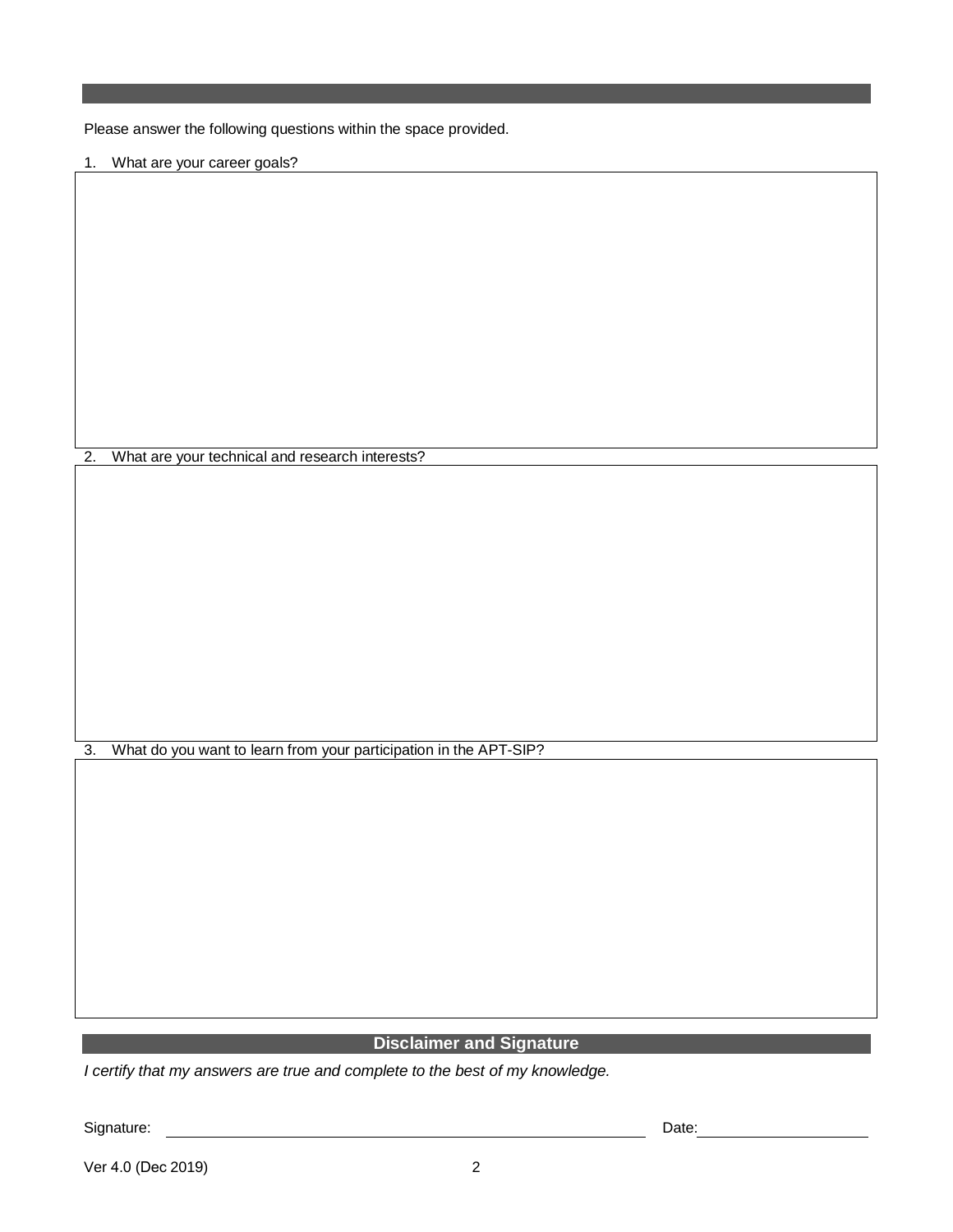Please answer the following questions within the space provided.

1. What are your career goals?

2. What are your technical and research interests?

3. What do you want to learn from your participation in the APT-SIP?

## Disclaimer and Signature

*I certify that my answers are true and complete to the best of my knowledge.*

Signature: ______________________________ Date: ______________

Ver 4.0 (Dec 2019)